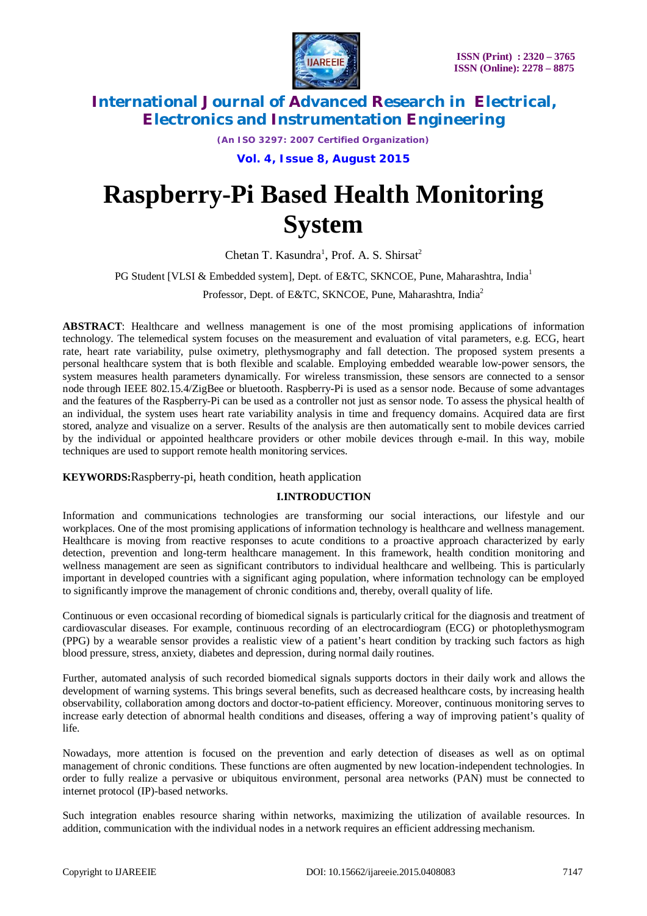# Raspberry-Pi Based Health Monitoring System

Chetan T. Kasundra[1], Prof. A. S. Shirsat[2]

PG Student [VLSI & Embedded system], Dept. of E&TC, SKNCOE, Pune, Maharashtra, India[1]

Professor, Dept. of E&TC, SKNCOE, Pune, Maharashtra, India[2]

**ABSTRACT**: Healthcare and wellness management is one of the most promising applications of information technology. The telemedical system focuses on the measurement and evaluation of vital parameters, e.g. ECG, heart rate, heart rate variability, pulse oximetry, plethysmography and fall detection. The proposed system presents a personal healthcare system that is both flexible and scalable. Employing embedded wearable low-power sensors, the system measures health parameters dynamically. For wireless transmission, these sensors are connected to a sensor node through IEEE 802.15.4/ZigBee or bluetooth. Raspberry-Pi is used as a sensor node. Because of some advantages and the features of the Raspberry-Pi can be used as a controller not just as sensor node. To assess the physical health of an individual, the system uses heart rate variability analysis in time and frequency domains. Acquired data are first stored, analyze and visualize on a server. Results of the analysis are then automatically sent to mobile devices carried by the individual or appointed healthcare providers or other mobile devices through e-mail. In this way, mobile techniques are used to support remote health monitoring services.

**KEYWORDS:** Raspberry-pi, heath condition, heath application

## I.INTRODUCTION

Information and communications technologies are transforming our social interactions, our lifestyle and our workplaces. One of the most promising applications of information technology is healthcare and wellness management. Healthcare is moving from reactive responses to acute conditions to a proactive approach characterized by early detection, prevention and long-term healthcare management. In this framework, health condition monitoring and wellness management are seen as significant contributors to individual healthcare and wellbeing. This is particularly important in developed countries with a significant aging population, where information technology can be employed to significantly improve the management of chronic conditions and, thereby, overall quality of life.

Continuous or even occasional recording of biomedical signals is particularly critical for the diagnosis and treatment of cardiovascular diseases. For example, continuous recording of an electrocardiogram (ECG) or photoplethysmogram (PPG) by a wearable sensor provides a realistic view of a patient's heart condition by tracking such factors as high blood pressure, stress, anxiety, diabetes and depression, during normal daily routines.

Further, automated analysis of such recorded biomedical signals supports doctors in their daily work and allows the development of warning systems. This brings several benefits, such as decreased healthcare costs, by increasing health observability, collaboration among doctors and doctor-to-patient efficiency. Moreover, continuous monitoring serves to increase early detection of abnormal health conditions and diseases, offering a way of improving patient's quality of life.

Nowadays, more attention is focused on the prevention and early detection of diseases as well as on optimal management of chronic conditions. These functions are often augmented by new location-independent technologies. In order to fully realize a pervasive or ubiquitous environment, personal area networks (PAN) must be connected to internet protocol (IP)-based networks.

Such integration enables resource sharing within networks, maximizing the utilization of available resources. In addition, communication with the individual nodes in a network requires an efficient addressing mechanism.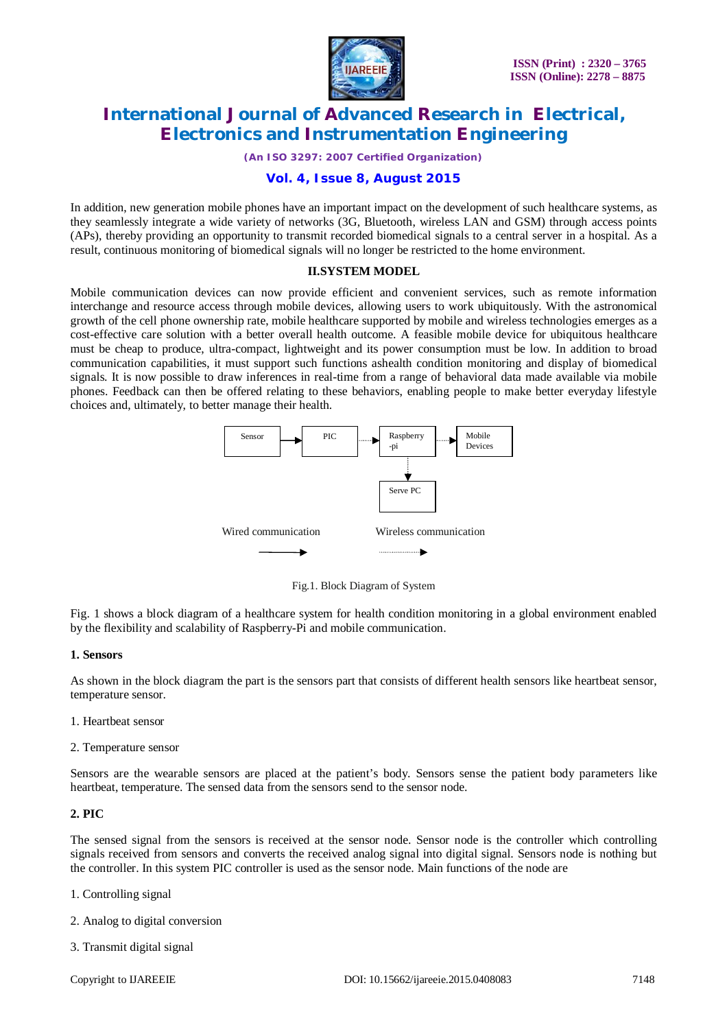In addition, new generation mobile phones have an important impact on the development of such healthcare systems, as they seamlessly integrate a wide variety of networks (3G, Bluetooth, wireless LAN and GSM) through access points (APs), thereby providing an opportunity to transmit recorded biomedical signals to a central server in a hospital. As a result, continuous monitoring of biomedical signals will no longer be restricted to the home environment.

## II.SYSTEM MODEL

Mobile communication devices can now provide efficient and convenient services, such as remote information interchange and resource access through mobile devices, allowing users to work ubiquitously. With the astronomical growth of the cell phone ownership rate, mobile healthcare supported by mobile and wireless technologies emerges as a cost-effective care solution with a better overall health outcome. A feasible mobile device for ubiquitous healthcare must be cheap to produce, ultra-compact, lightweight and its power consumption must be low. In addition to broad communication capabilities, it must support such functions ashealth condition monitoring and display of biomedical signals. It is now possible to draw inferences in real-time from a range of behavioral data made available via mobile phones. Feedback can then be offered relating to these behaviors, enabling people to make better everyday lifestyle choices and, ultimately, to better manage their health.

Sensor → PIC → Raspberry-pi → Mobile Devices

Raspberry-pi → Serve PC

Wired communication → Wireless communication

Fig.1. Block Diagram of System

Fig. 1 shows a block diagram of a healthcare system for health condition monitoring in a global environment enabled by the flexibility and scalability of Raspberry-Pi and mobile communication.

### 1. Sensors

As shown in the block diagram the part is the sensors part that consists of different health sensors like heartbeat sensor, temperature sensor.

1. Heartbeat sensor

2. Temperature sensor

Sensors are the wearable sensors are placed at the patient's body. Sensors sense the patient body parameters like heartbeat, temperature. The sensed data from the sensors send to the sensor node.

### 2. PIC

The sensed signal from the sensors is received at the sensor node. Sensor node is the controller which controlling signals received from sensors and converts the received analog signal into digital signal. Sensors node is nothing but the controller. In this system PIC controller is used as the sensor node. Main functions of the node are

1. Controlling signal

2. Analog to digital conversion

3. Transmit digital signal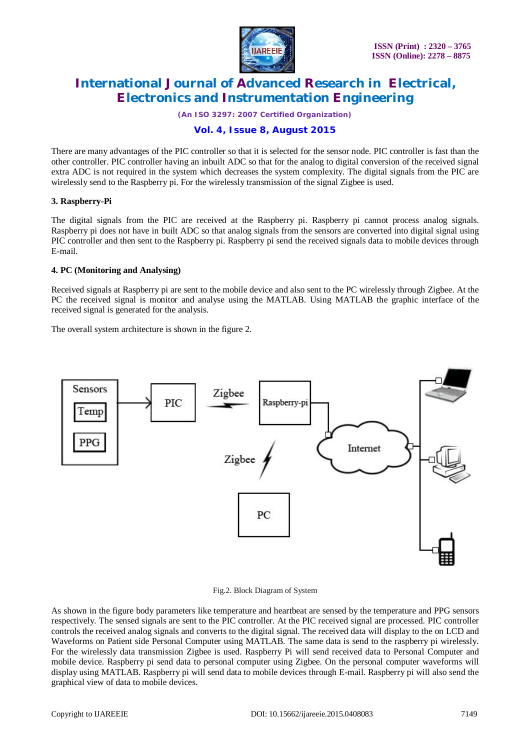There are many advantages of the PIC controller so that it is selected for the sensor node. PIC controller is fast than the other controller. PIC controller having an inbuilt ADC so that for the analog to digital conversion of the received signal extra ADC is not required in the system which decreases the system complexity. The digital signals from the PIC are wirelessly send to the Raspberry pi. For the wirelessly transmission of the signal Zigbee is used.

**3. Raspberry-Pi**

The digital signals from the PIC are received at the Raspberry pi. Raspberry pi cannot process analog signals. Raspberry pi does not have in built ADC so that analog signals from the sensors are converted into digital signal using PIC controller and then sent to the Raspberry pi. Raspberry pi send the received signals data to mobile devices through E-mail.

**4. PC (Monitoring and Analysing)**

Received signals at Raspberry pi are sent to the mobile device and also sent to the PC wirelessly through Zigbee. At the PC the received signal is monitor and analyse using the MATLAB. Using MATLAB the graphic interface of the received signal is generated for the analysis.

The overall system architecture is shown in the figure 2.

Fig.2. Block Diagram of System

As shown in the figure body parameters like temperature and heartbeat are sensed by the temperature and PPG sensors respectively. The sensed signals are sent to the PIC controller. At the PIC received signal are processed. PIC controller controls the received analog signals and converts to the digital signal. The received data will display to the on LCD and Waveforms on Patient side Personal Computer using MATLAB. The same data is send to the raspberry pi wirelessly. For the wirelessly data transmission Zigbee is used. Raspberry Pi will send received data to Personal Computer and mobile device. Raspberry pi send data to personal computer using Zigbee. On the personal computer waveforms will display using MATLAB. Raspberry pi will send data to mobile devices through E-mail. Raspberry pi will also send the graphical view of data to mobile devices.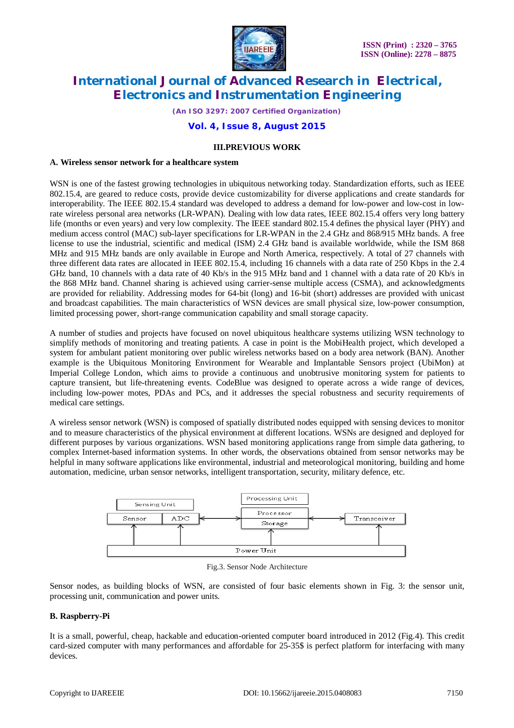### III.PREVIOUS WORK

**A. Wireless sensor network for a healthcare system**

WSN is one of the fastest growing technologies in ubiquitous networking today. Standardization efforts, such as IEEE 802.15.4, are geared to reduce costs, provide device customizability for diverse applications and create standards for interoperability. The IEEE 802.15.4 standard was developed to address a demand for low-power and low-cost in low-rate wireless personal area networks (LR-WPAN). Dealing with low data rates, IEEE 802.15.4 offers very long battery life (months or even years) and very low complexity. The IEEE standard 802.15.4 defines the physical layer (PHY) and medium access control (MAC) sub-layer specifications for LR-WPAN in the 2.4 GHz and 868/915 MHz bands. A free license to use the industrial, scientific and medical (ISM) 2.4 GHz band is available worldwide, while the ISM 868 MHz and 915 MHz bands are only available in Europe and North America, respectively. A total of 27 channels with three different data rates are allocated in IEEE 802.15.4, including 16 channels with a data rate of 250 Kbps in the 2.4 GHz band, 10 channels with a data rate of 40 Kb/s in the 915 MHz band and 1 channel with a data rate of 20 Kb/s in the 868 MHz band. Channel sharing is achieved using carrier-sense multiple access (CSMA), and acknowledgments are provided for reliability. Addressing modes for 64-bit (long) and 16-bit (short) addresses are provided with unicast and broadcast capabilities. The main characteristics of WSN devices are small physical size, low-power consumption, limited processing power, short-range communication capability and small storage capacity.

A number of studies and projects have focused on novel ubiquitous healthcare systems utilizing WSN technology to simplify methods of monitoring and treating patients. A case in point is the MobiHealth project, which developed a system for ambulant patient monitoring over public wireless networks based on a body area network (BAN). Another example is the Ubiquitous Monitoring Environment for Wearable and Implantable Sensors project (UbiMon) at Imperial College London, which aims to provide a continuous and unobtrusive monitoring system for patients to capture transient, but life-threatening events. CodeBlue was designed to operate across a wide range of devices, including low-power motes, PDAs and PCs, and it addresses the special robustness and security requirements of medical care settings.

A wireless sensor network (WSN) is composed of spatially distributed nodes equipped with sensing devices to monitor and to measure characteristics of the physical environment at different locations. WSNs are designed and deployed for different purposes by various organizations. WSN based monitoring applications range from simple data gathering, to complex Internet-based information systems. In other words, the observations obtained from sensor networks may be helpful in many software applications like environmental, industrial and meteorological monitoring, building and home automation, medicine, urban sensor networks, intelligent transportation, security, military defence, etc.

Sensing Unit | Sensor | ADC | Processing Unit | Processor | Storage | Transceiver | Power Unit

Fig.3. Sensor Node Architecture

Sensor nodes, as building blocks of WSN, are consisted of four basic elements shown in Fig. 3: the sensor unit, processing unit, communication and power units.

**B. Raspberry-Pi**

It is a small, powerful, cheap, hackable and education-oriented computer board introduced in 2012 (Fig.4). This credit card-sized computer with many performances and affordable for 25-35$ is perfect platform for interfacing with many devices.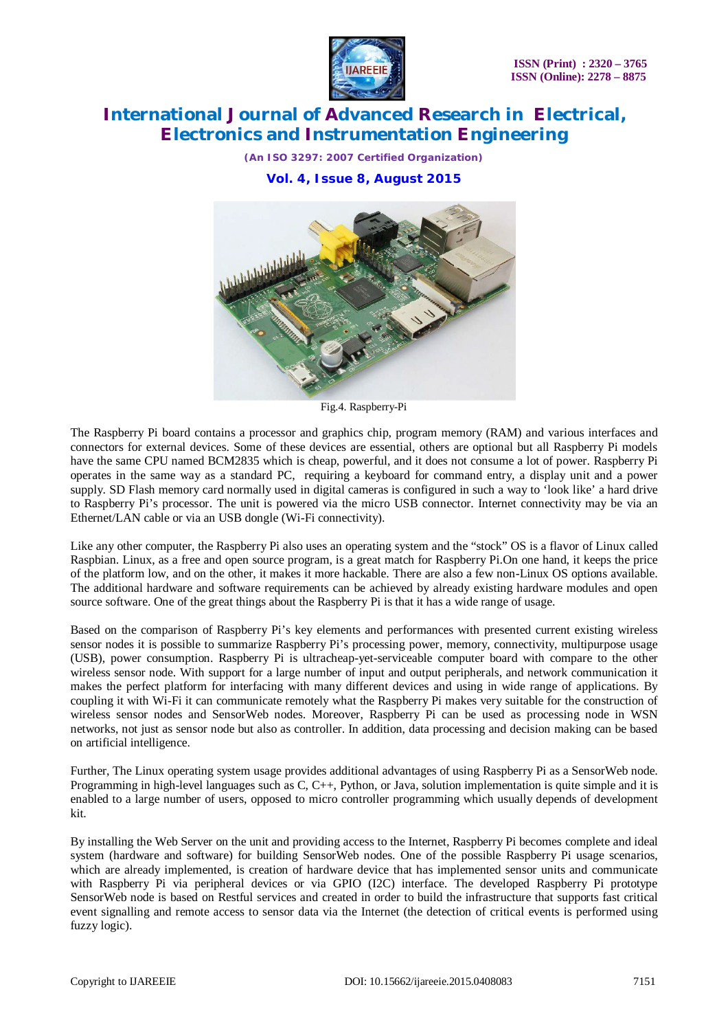Fig.4. Raspberry-Pi

The Raspberry Pi board contains a processor and graphics chip, program memory (RAM) and various interfaces and connectors for external devices. Some of these devices are essential, others are optional but all Raspberry Pi models have the same CPU named BCM2835 which is cheap, powerful, and it does not consume a lot of power. Raspberry Pi operates in the same way as a standard PC, requiring a keyboard for command entry, a display unit and a power supply. SD Flash memory card normally used in digital cameras is configured in such a way to 'look like' a hard drive to Raspberry Pi's processor. The unit is powered via the micro USB connector. Internet connectivity may be via an Ethernet/LAN cable or via an USB dongle (Wi-Fi connectivity).

Like any other computer, the Raspberry Pi also uses an operating system and the "stock" OS is a flavor of Linux called Raspbian. Linux, as a free and open source program, is a great match for Raspberry Pi.On one hand, it keeps the price of the platform low, and on the other, it makes it more hackable. There are also a few non-Linux OS options available. The additional hardware and software requirements can be achieved by already existing hardware modules and open source software. One of the great things about the Raspberry Pi is that it has a wide range of usage.

Based on the comparison of Raspberry Pi's key elements and performances with presented current existing wireless sensor nodes it is possible to summarize Raspberry Pi's processing power, memory, connectivity, multipurpose usage (USB), power consumption. Raspberry Pi is ultracheap-yet-serviceable computer board with compare to the other wireless sensor node. With support for a large number of input and output peripherals, and network communication it makes the perfect platform for interfacing with many different devices and using in wide range of applications. By coupling it with Wi-Fi it can communicate remotely what the Raspberry Pi makes very suitable for the construction of wireless sensor nodes and SensorWeb nodes. Moreover, Raspberry Pi can be used as processing node in WSN networks, not just as sensor node but also as controller. In addition, data processing and decision making can be based on artificial intelligence.

Further, The Linux operating system usage provides additional advantages of using Raspberry Pi as a SensorWeb node. Programming in high-level languages such as C, C++, Python, or Java, solution implementation is quite simple and it is enabled to a large number of users, opposed to micro controller programming which usually depends of development kit.

By installing the Web Server on the unit and providing access to the Internet, Raspberry Pi becomes complete and ideal system (hardware and software) for building SensorWeb nodes. One of the possible Raspberry Pi usage scenarios, which are already implemented, is creation of hardware device that has implemented sensor units and communicate with Raspberry Pi via peripheral devices or via GPIO (I2C) interface. The developed Raspberry Pi prototype SensorWeb node is based on Restful services and created in order to build the infrastructure that supports fast critical event signalling and remote access to sensor data via the Internet (the detection of critical events is performed using fuzzy logic).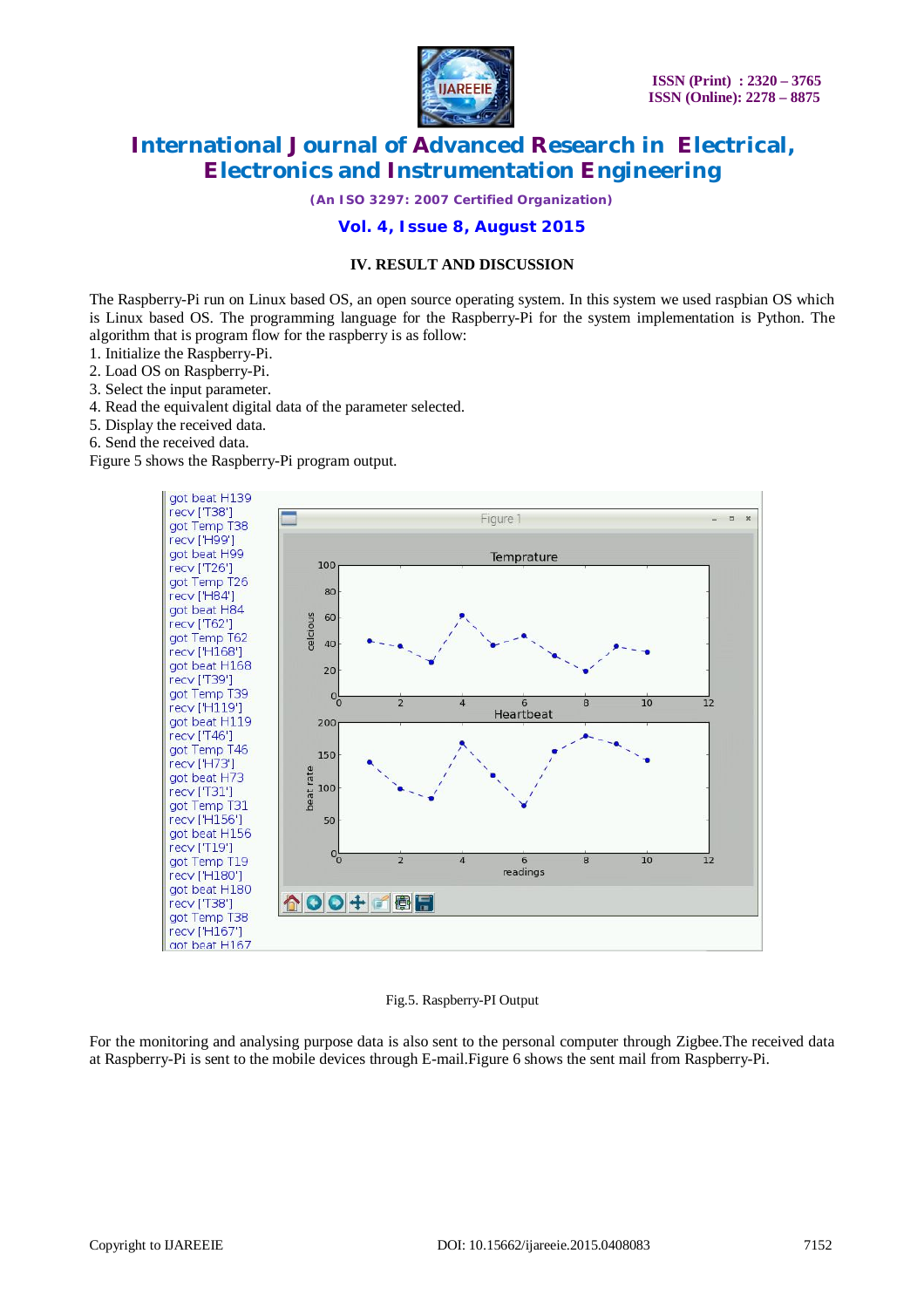## IV. RESULT AND DISCUSSION

The Raspberry-Pi run on Linux based OS, an open source operating system. In this system we used raspbian OS which is Linux based OS. The programming language for the Raspberry-Pi for the system implementation is Python. The algorithm that is program flow for the raspberry is as follow:

1. Initialize the Raspberry-Pi.
2. Load OS on Raspberry-Pi.
3. Select the input parameter.
4. Read the equivalent digital data of the parameter selected.
5. Display the received data.
6. Send the received data.

Figure 5 shows the Raspberry-Pi program output.

Fig.5. Raspberry-PI Output

For the monitoring and analysing purpose data is also sent to the personal computer through Zigbee.The received data at Raspberry-Pi is sent to the mobile devices through E-mail.Figure 6 shows the sent mail from Raspberry-Pi.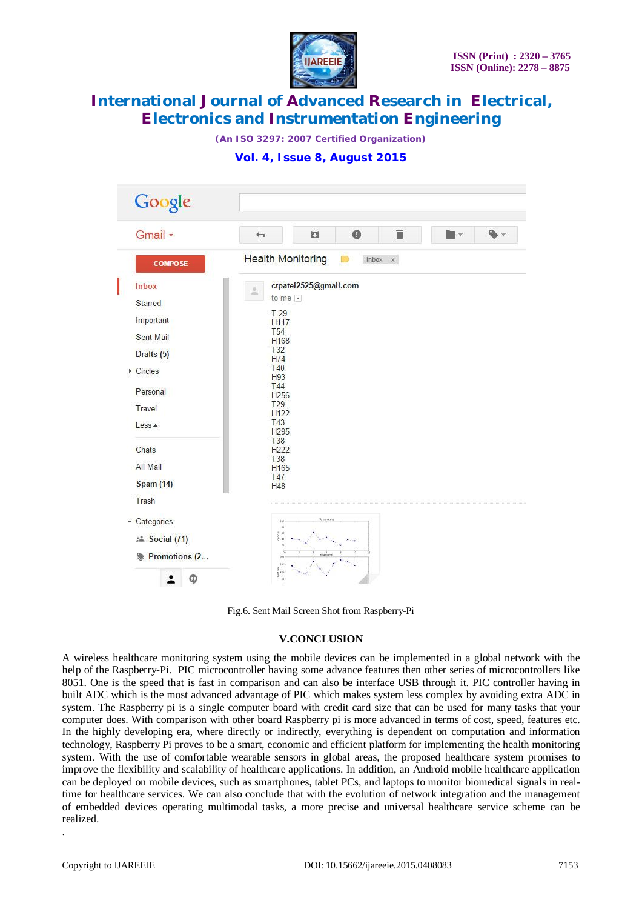Fig.6. Sent Mail Screen Shot from Raspberry-Pi

## V.CONCLUSION

A wireless healthcare monitoring system using the mobile devices can be implemented in a global network with the help of the Raspberry-Pi. PIC microcontroller having some advance features then other series of microcontrollers like 8051. One is the speed that is fast in comparison and can also be interface USB through it. PIC controller having in built ADC which is the most advanced advantage of PIC which makes system less complex by avoiding extra ADC in system. The Raspberry pi is a single computer board with credit card size that can be used for many tasks that your computer does. With comparison with other board Raspberry pi is more advanced in terms of cost, speed, features etc. In the highly developing era, where directly or indirectly, everything is dependent on computation and information technology, Raspberry Pi proves to be a smart, economic and efficient platform for implementing the health monitoring system. With the use of comfortable wearable sensors in global areas, the proposed healthcare system promises to improve the flexibility and scalability of healthcare applications. In addition, an Android mobile healthcare application can be deployed on mobile devices, such as smartphones, tablet PCs, and laptops to monitor biomedical signals in real-time for healthcare services. We can also conclude that with the evolution of network integration and the management of embedded devices operating multimodal tasks, a more precise and universal healthcare service scheme can be realized.

.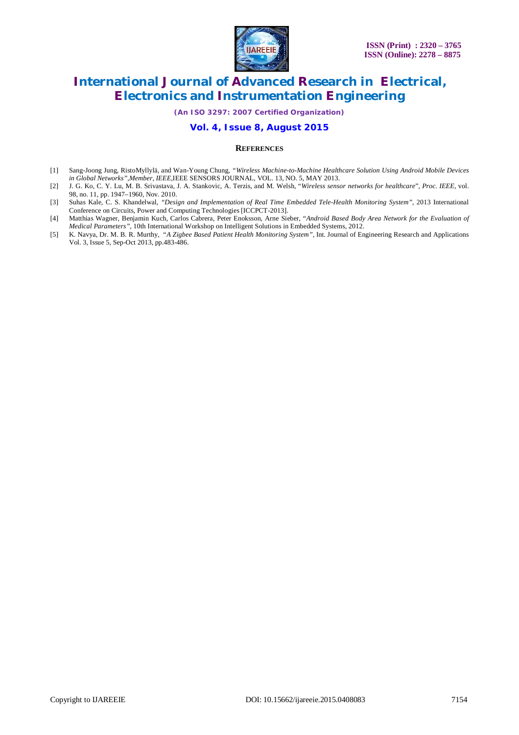## REFERENCES

[1] Sang-Joong Jung, RistoMyllylä, and Wan-Young Chung, *"Wireless Machine-to-Machine Healthcare Solution Using Android Mobile Devices in Global Networks"*,*Member, IEEE*,IEEE SENSORS JOURNAL, VOL. 13, NO. 5, MAY 2013.

[2] J. G. Ko, C. Y. Lu, M. B. Srivastava, J. A. Stankovic, A. Terzis, and M. Welsh, "*Wireless sensor networks for healthcare*", *Proc. IEEE*, vol. 98, no. 11, pp. 1947–1960, Nov. 2010.

[3] Suhas Kale, C. S. Khandelwal, *"Design and Implementation of Real Time Embedded Tele-Health Monitoring System"*, 2013 International Conference on Circuits, Power and Computing Technologies [ICCPCT-2013].

[4] Matthias Wagner, Benjamin Kuch, Carlos Cabrera, Peter Enoksson, Arne Sieber, *"Android Based Body Area Network for the Evaluation of Medical Parameters"*, 10th International Workshop on Intelligent Solutions in Embedded Systems, 2012.

[5] K. Navya, Dr. M. B. R. Murthy, *"A Zigbee Based Patient Health Monitoring System"*, Int. Journal of Engineering Research and Applications Vol. 3, Issue 5, Sep-Oct 2013, pp.483-486.